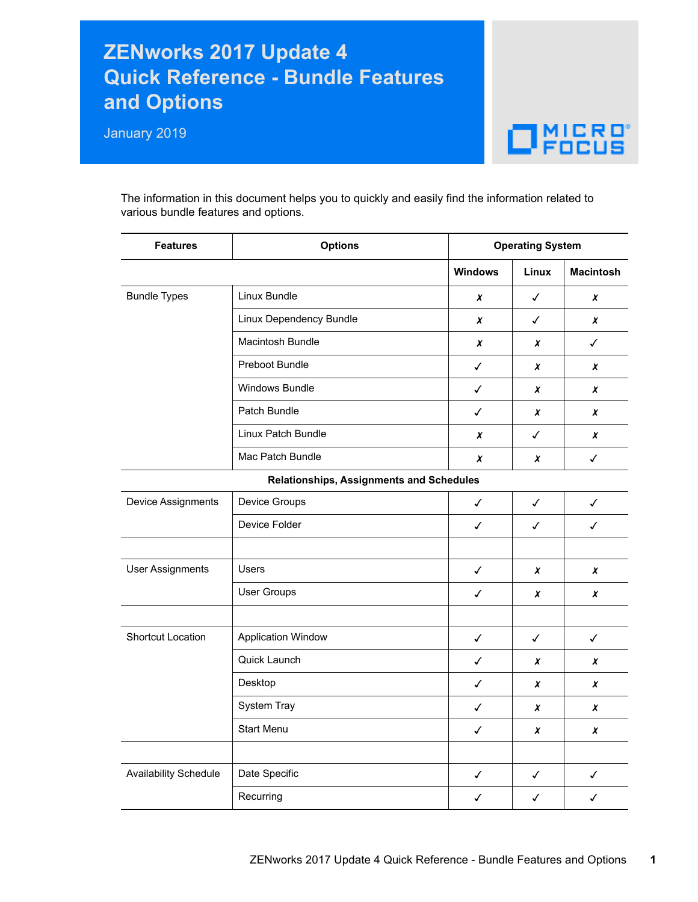# ZENworks 2017 Update 4 Quick Reference - Bundle Features and Options

January 2019

The information in this document helps you to quickly and easily find the information related to various bundle features and options.

| Features | Options | Operating System | | |
|---|---|---|---|---|
| | | Windows | Linux | Macintosh |
| Bundle Types | Linux Bundle | ✗ | ✓ | ✗ |
| | Linux Dependency Bundle | ✗ | ✓ | ✗ |
| | Macintosh Bundle | ✗ | ✗ | ✓ |
| | Preboot Bundle | ✓ | ✗ | ✗ |
| | Windows Bundle | ✓ | ✗ | ✗ |
| | Patch Bundle | ✓ | ✗ | ✗ |
| | Linux Patch Bundle | ✗ | ✓ | ✗ |
| | Mac Patch Bundle | ✗ | ✗ | ✓ |
| **Relationships, Assignments and Schedules** | | | | |
| Device Assignments | Device Groups | ✓ | ✓ | ✓ |
| | Device Folder | ✓ | ✓ | ✓ |
| | | | | |
| User Assignments | Users | ✓ | ✗ | ✗ |
| | User Groups | ✓ | ✗ | ✗ |
| | | | | |
| Shortcut Location | Application Window | ✓ | ✓ | ✓ |
| | Quick Launch | ✓ | ✗ | ✗ |
| | Desktop | ✓ | ✗ | ✗ |
| | System Tray | ✓ | ✗ | ✗ |
| | Start Menu | ✓ | ✗ | ✗ |
| | | | | |
| Availability Schedule | Date Specific | ✓ | ✓ | ✓ |
| | Recurring | ✓ | ✓ | ✓ |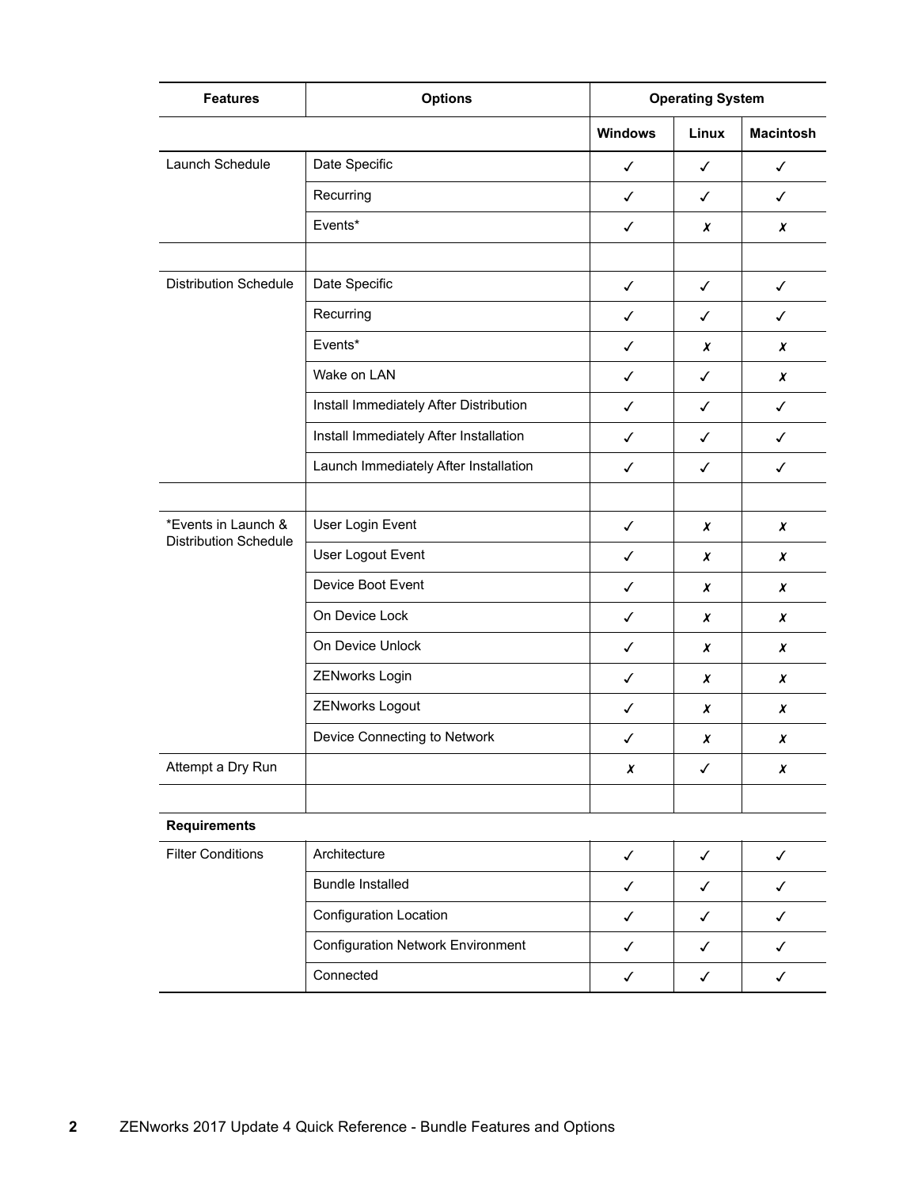| Features | Options | Operating System | | |
|---|---|---|---|---|
| | | Windows | Linux | Macintosh |
| Launch Schedule | Date Specific | ✓ | ✓ | ✓ |
| | Recurring | ✓ | ✓ | ✓ |
| | Events* | ✓ | ✗ | ✗ |
| | | | | |
| Distribution Schedule | Date Specific | ✓ | ✓ | ✓ |
| | Recurring | ✓ | ✓ | ✓ |
| | Events* | ✓ | ✗ | ✗ |
| | Wake on LAN | ✓ | ✓ | ✗ |
| | Install Immediately After Distribution | ✓ | ✓ | ✓ |
| | Install Immediately After Installation | ✓ | ✓ | ✓ |
| | Launch Immediately After Installation | ✓ | ✓ | ✓ |
| | | | | |
| *Events in Launch & Distribution Schedule | User Login Event | ✓ | ✗ | ✗ |
| | User Logout Event | ✓ | ✗ | ✗ |
| | Device Boot Event | ✓ | ✗ | ✗ |
| | On Device Lock | ✓ | ✗ | ✗ |
| | On Device Unlock | ✓ | ✗ | ✗ |
| | ZENworks Login | ✓ | ✗ | ✗ |
| | ZENworks Logout | ✓ | ✗ | ✗ |
| | Device Connecting to Network | ✓ | ✗ | ✗ |
| Attempt a Dry Run | | ✗ | ✓ | ✗ |
| | | | | |
| **Requirements** | | | | |
| Filter Conditions | Architecture | ✓ | ✓ | ✓ |
| | Bundle Installed | ✓ | ✓ | ✓ |
| | Configuration Location | ✓ | ✓ | ✓ |
| | Configuration Network Environment | ✓ | ✓ | ✓ |
| | Connected | ✓ | ✓ | ✓ |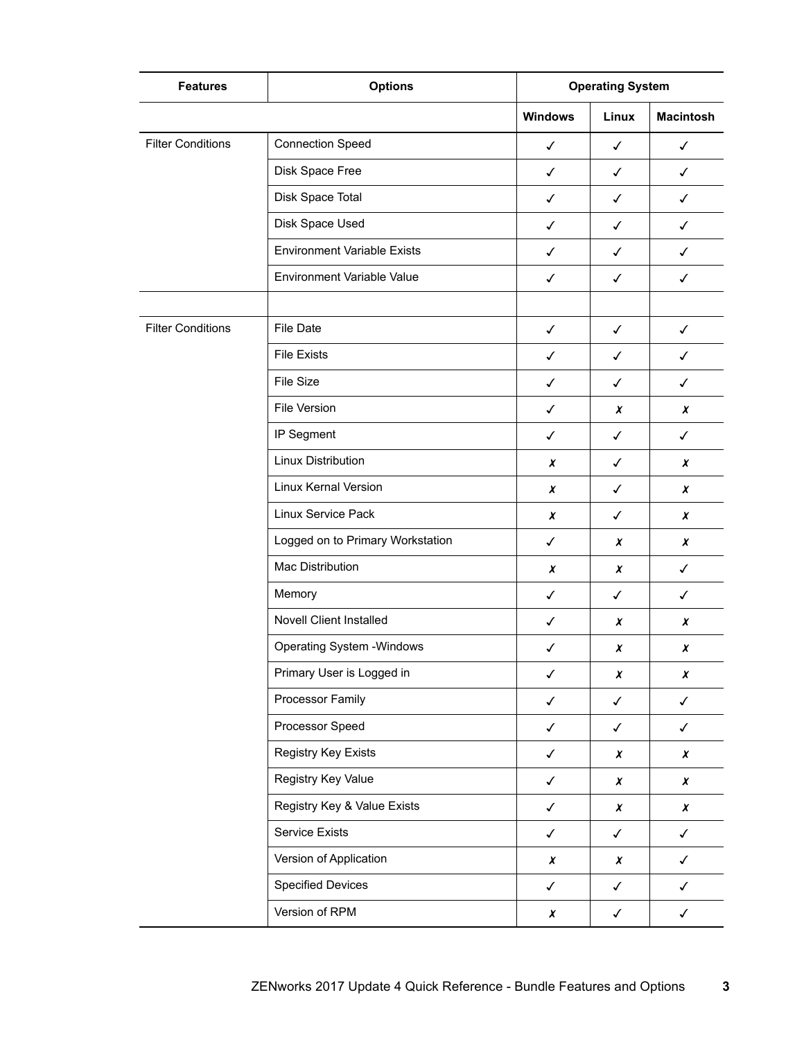| Features | Options | Operating System | | |
|---|---|---|---|---|
| | | Windows | Linux | Macintosh |
| Filter Conditions | Connection Speed | ✓ | ✓ | ✓ |
| | Disk Space Free | ✓ | ✓ | ✓ |
| | Disk Space Total | ✓ | ✓ | ✓ |
| | Disk Space Used | ✓ | ✓ | ✓ |
| | Environment Variable Exists | ✓ | ✓ | ✓ |
| | Environment Variable Value | ✓ | ✓ | ✓ |
| | | | | |
| Filter Conditions | File Date | ✓ | ✓ | ✓ |
| | File Exists | ✓ | ✓ | ✓ |
| | File Size | ✓ | ✓ | ✓ |
| | File Version | ✓ | ✗ | ✗ |
| | IP Segment | ✓ | ✓ | ✓ |
| | Linux Distribution | ✗ | ✓ | ✗ |
| | Linux Kernal Version | ✗ | ✓ | ✗ |
| | Linux Service Pack | ✗ | ✓ | ✗ |
| | Logged on to Primary Workstation | ✓ | ✗ | ✗ |
| | Mac Distribution | ✗ | ✗ | ✓ |
| | Memory | ✓ | ✓ | ✓ |
| | Novell Client Installed | ✓ | ✗ | ✗ |
| | Operating System -Windows | ✓ | ✗ | ✗ |
| | Primary User is Logged in | ✓ | ✗ | ✗ |
| | Processor Family | ✓ | ✓ | ✓ |
| | Processor Speed | ✓ | ✓ | ✓ |
| | Registry Key Exists | ✓ | ✗ | ✗ |
| | Registry Key Value | ✓ | ✗ | ✗ |
| | Registry Key & Value Exists | ✓ | ✗ | ✗ |
| | Service Exists | ✓ | ✓ | ✓ |
| | Version of Application | ✗ | ✗ | ✓ |
| | Specified Devices | ✓ | ✓ | ✓ |
| | Version of RPM | ✗ | ✓ | ✓ |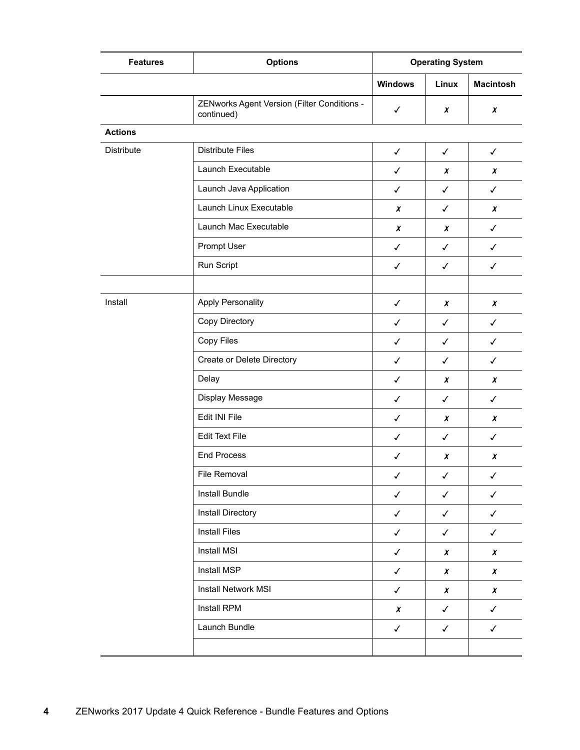| Features | Options | Operating System | | |
|---|---|---|---|---|
| | | Windows | Linux | Macintosh |
| | ZENworks Agent Version (Filter Conditions - continued) | ✓ | ✗ | ✗ |
| **Actions** | | | | |
| Distribute | Distribute Files | ✓ | ✓ | ✓ |
| | Launch Executable | ✓ | ✗ | ✗ |
| | Launch Java Application | ✓ | ✓ | ✓ |
| | Launch Linux Executable | ✗ | ✓ | ✗ |
| | Launch Mac Executable | ✗ | ✗ | ✓ |
| | Prompt User | ✓ | ✓ | ✓ |
| | Run Script | ✓ | ✓ | ✓ |
| | | | | |
| Install | Apply Personality | ✓ | ✗ | ✗ |
| | Copy Directory | ✓ | ✓ | ✓ |
| | Copy Files | ✓ | ✓ | ✓ |
| | Create or Delete Directory | ✓ | ✓ | ✓ |
| | Delay | ✓ | ✗ | ✗ |
| | Display Message | ✓ | ✓ | ✓ |
| | Edit INI File | ✓ | ✗ | ✗ |
| | Edit Text File | ✓ | ✓ | ✓ |
| | End Process | ✓ | ✗ | ✗ |
| | File Removal | ✓ | ✓ | ✓ |
| | Install Bundle | ✓ | ✓ | ✓ |
| | Install Directory | ✓ | ✓ | ✓ |
| | Install Files | ✓ | ✓ | ✓ |
| | Install MSI | ✓ | ✗ | ✗ |
| | Install MSP | ✓ | ✗ | ✗ |
| | Install Network MSI | ✓ | ✗ | ✗ |
| | Install RPM | ✗ | ✓ | ✓ |
| | Launch Bundle | ✓ | ✓ | ✓ |
| | | | | |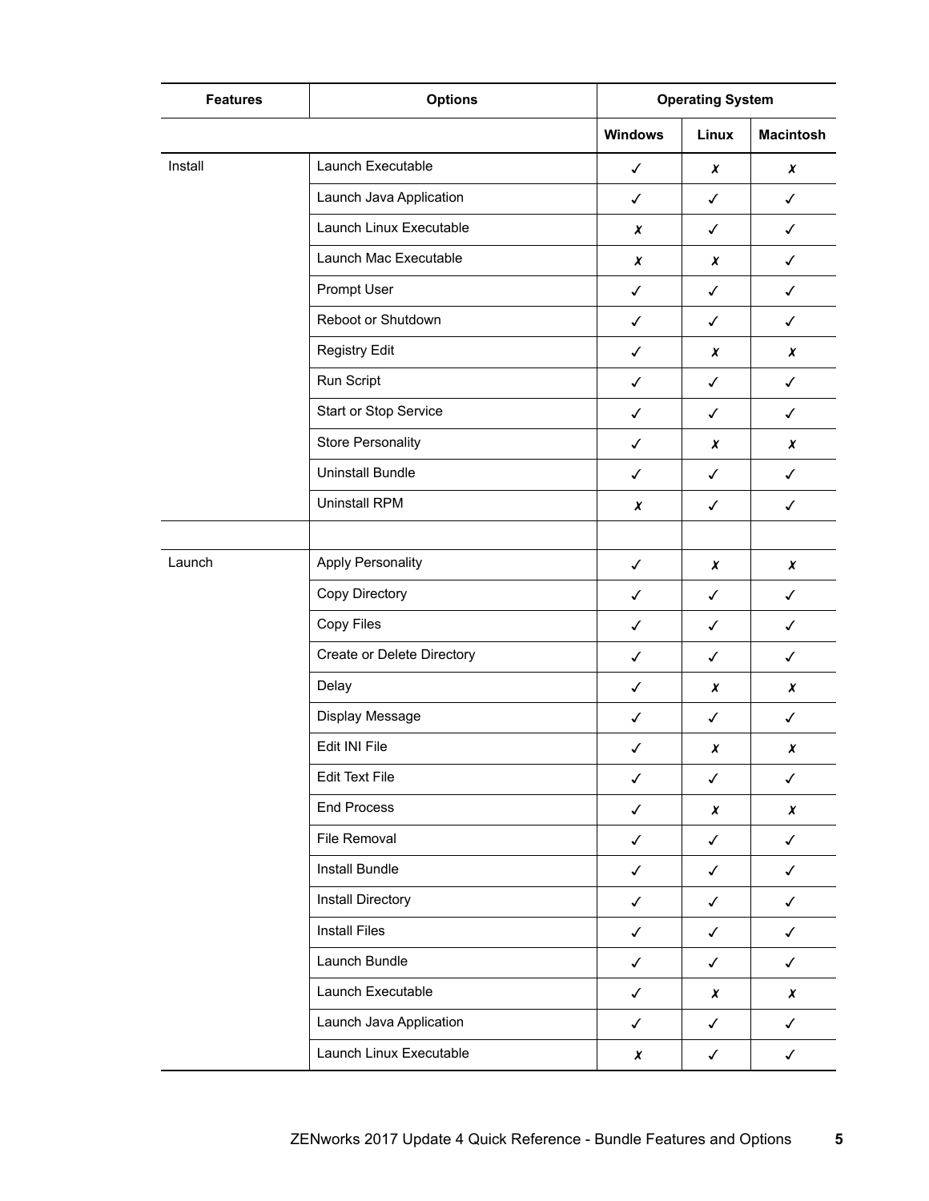| Features | Options | Operating System | | |
| --- | --- | --- | --- | --- |
| | | Windows | Linux | Macintosh |
| Install | Launch Executable | ✓ | ✗ | ✗ |
| | Launch Java Application | ✓ | ✓ | ✓ |
| | Launch Linux Executable | ✗ | ✓ | ✓ |
| | Launch Mac Executable | ✗ | ✗ | ✓ |
| | Prompt User | ✓ | ✓ | ✓ |
| | Reboot or Shutdown | ✓ | ✓ | ✓ |
| | Registry Edit | ✓ | ✗ | ✗ |
| | Run Script | ✓ | ✓ | ✓ |
| | Start or Stop Service | ✓ | ✓ | ✓ |
| | Store Personality | ✓ | ✗ | ✗ |
| | Uninstall Bundle | ✓ | ✓ | ✓ |
| | Uninstall RPM | ✗ | ✓ | ✓ |
| | | | | |
| Launch | Apply Personality | ✓ | ✗ | ✗ |
| | Copy Directory | ✓ | ✓ | ✓ |
| | Copy Files | ✓ | ✓ | ✓ |
| | Create or Delete Directory | ✓ | ✓ | ✓ |
| | Delay | ✓ | ✗ | ✗ |
| | Display Message | ✓ | ✓ | ✓ |
| | Edit INI File | ✓ | ✗ | ✗ |
| | Edit Text File | ✓ | ✓ | ✓ |
| | End Process | ✓ | ✗ | ✗ |
| | File Removal | ✓ | ✓ | ✓ |
| | Install Bundle | ✓ | ✓ | ✓ |
| | Install Directory | ✓ | ✓ | ✓ |
| | Install Files | ✓ | ✓ | ✓ |
| | Launch Bundle | ✓ | ✓ | ✓ |
| | Launch Executable | ✓ | ✗ | ✗ |
| | Launch Java Application | ✓ | ✓ | ✓ |
| | Launch Linux Executable | ✗ | ✓ | ✓ |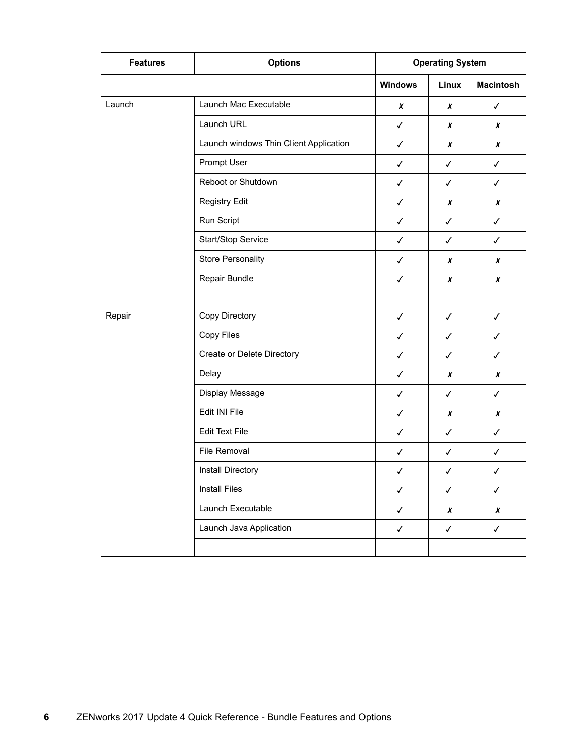| Features | Options | Operating System | | |
|---|---|---|---|---|
| | | Windows | Linux | Macintosh |
| Launch | Launch Mac Executable | ✗ | ✗ | ✓ |
| | Launch URL | ✓ | ✗ | ✗ |
| | Launch windows Thin Client Application | ✓ | ✗ | ✗ |
| | Prompt User | ✓ | ✓ | ✓ |
| | Reboot or Shutdown | ✓ | ✓ | ✓ |
| | Registry Edit | ✓ | ✗ | ✗ |
| | Run Script | ✓ | ✓ | ✓ |
| | Start/Stop Service | ✓ | ✓ | ✓ |
| | Store Personality | ✓ | ✗ | ✗ |
| | Repair Bundle | ✓ | ✗ | ✗ |
| | | | | |
| Repair | Copy Directory | ✓ | ✓ | ✓ |
| | Copy Files | ✓ | ✓ | ✓ |
| | Create or Delete Directory | ✓ | ✓ | ✓ |
| | Delay | ✓ | ✗ | ✗ |
| | Display Message | ✓ | ✓ | ✓ |
| | Edit INI File | ✓ | ✗ | ✗ |
| | Edit Text File | ✓ | ✓ | ✓ |
| | File Removal | ✓ | ✓ | ✓ |
| | Install Directory | ✓ | ✓ | ✓ |
| | Install Files | ✓ | ✓ | ✓ |
| | Launch Executable | ✓ | ✗ | ✗ |
| | Launch Java Application | ✓ | ✓ | ✓ |
| | | | | |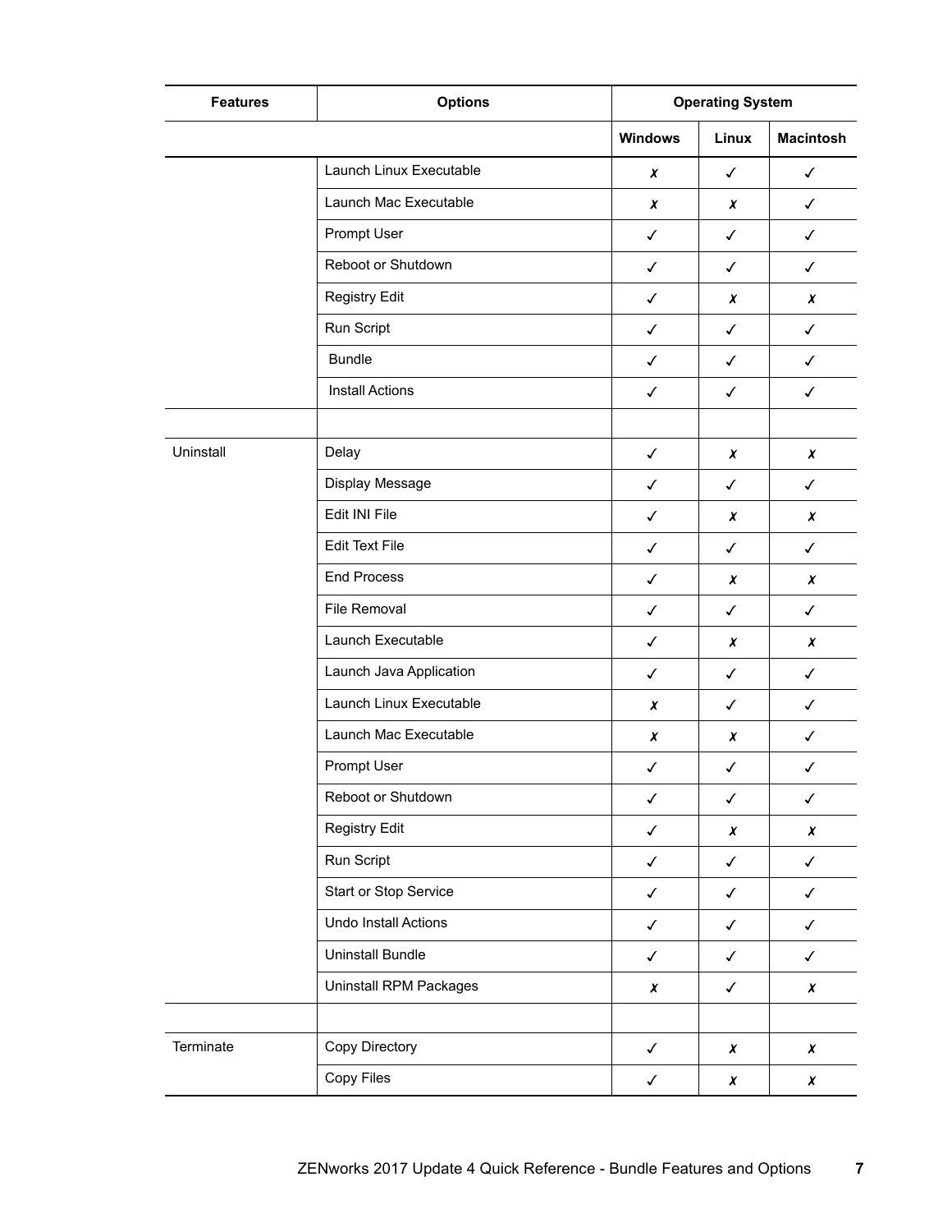| Features | Options | Operating System | | |
|---|---|---|---|---|
| | | Windows | Linux | Macintosh |
| | Launch Linux Executable | ✗ | ✓ | ✓ |
| | Launch Mac Executable | ✗ | ✗ | ✓ |
| | Prompt User | ✓ | ✓ | ✓ |
| | Reboot or Shutdown | ✓ | ✓ | ✓ |
| | Registry Edit | ✓ | ✗ | ✗ |
| | Run Script | ✓ | ✓ | ✓ |
| | Bundle | ✓ | ✓ | ✓ |
| | Install Actions | ✓ | ✓ | ✓ |
| | | | | |
| Uninstall | Delay | ✓ | ✗ | ✗ |
| | Display Message | ✓ | ✓ | ✓ |
| | Edit INI File | ✓ | ✗ | ✗ |
| | Edit Text File | ✓ | ✓ | ✓ |
| | End Process | ✓ | ✗ | ✗ |
| | File Removal | ✓ | ✓ | ✓ |
| | Launch Executable | ✓ | ✗ | ✗ |
| | Launch Java Application | ✓ | ✓ | ✓ |
| | Launch Linux Executable | ✗ | ✓ | ✓ |
| | Launch Mac Executable | ✗ | ✗ | ✓ |
| | Prompt User | ✓ | ✓ | ✓ |
| | Reboot or Shutdown | ✓ | ✓ | ✓ |
| | Registry Edit | ✓ | ✗ | ✗ |
| | Run Script | ✓ | ✓ | ✓ |
| | Start or Stop Service | ✓ | ✓ | ✓ |
| | Undo Install Actions | ✓ | ✓ | ✓ |
| | Uninstall Bundle | ✓ | ✓ | ✓ |
| | Uninstall RPM Packages | ✗ | ✓ | ✗ |
| | | | | |
| Terminate | Copy Directory | ✓ | ✗ | ✗ |
| | Copy Files | ✓ | ✗ | ✗ |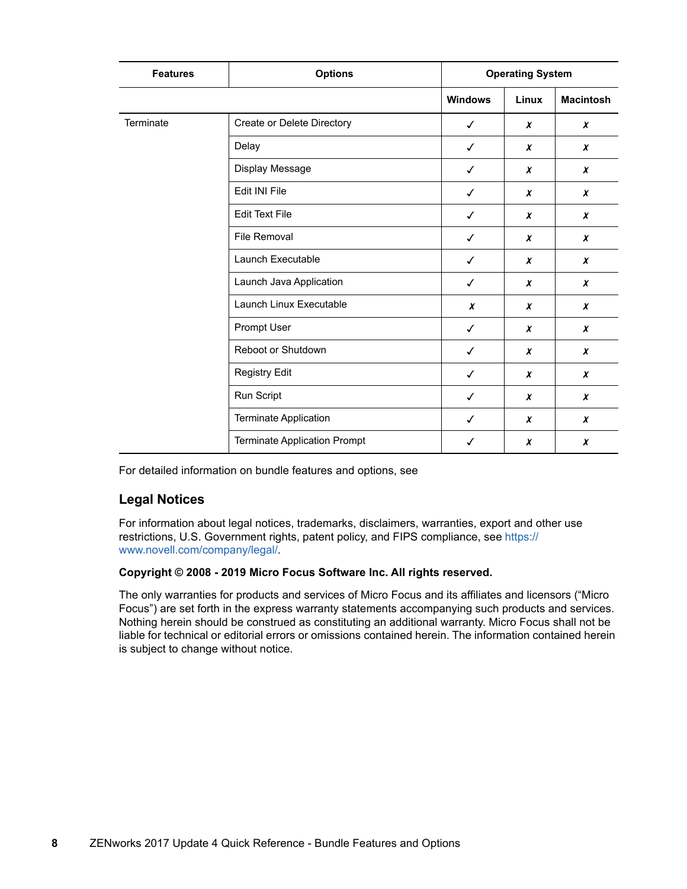| Features | Options | Operating System | | |
|---|---|---|---|---|
| | | Windows | Linux | Macintosh |
| Terminate | Create or Delete Directory | ✓ | ✗ | ✗ |
| | Delay | ✓ | ✗ | ✗ |
| | Display Message | ✓ | ✗ | ✗ |
| | Edit INI File | ✓ | ✗ | ✗ |
| | Edit Text File | ✓ | ✗ | ✗ |
| | File Removal | ✓ | ✗ | ✗ |
| | Launch Executable | ✓ | ✗ | ✗ |
| | Launch Java Application | ✓ | ✗ | ✗ |
| | Launch Linux Executable | ✗ | ✗ | ✗ |
| | Prompt User | ✓ | ✗ | ✗ |
| | Reboot or Shutdown | ✓ | ✗ | ✗ |
| | Registry Edit | ✓ | ✗ | ✗ |
| | Run Script | ✓ | ✗ | ✗ |
| | Terminate Application | ✓ | ✗ | ✗ |
| | Terminate Application Prompt | ✓ | ✗ | ✗ |

For detailed information on bundle features and options, see

## Legal Notices

For information about legal notices, trademarks, disclaimers, warranties, export and other use restrictions, U.S. Government rights, patent policy, and FIPS compliance, see https://www.novell.com/company/legal/.

**Copyright © 2008 - 2019 Micro Focus Software Inc. All rights reserved.**

The only warranties for products and services of Micro Focus and its affiliates and licensors ("Micro Focus") are set forth in the express warranty statements accompanying such products and services. Nothing herein should be construed as constituting an additional warranty. Micro Focus shall not be liable for technical or editorial errors or omissions contained herein. The information contained herein is subject to change without notice.